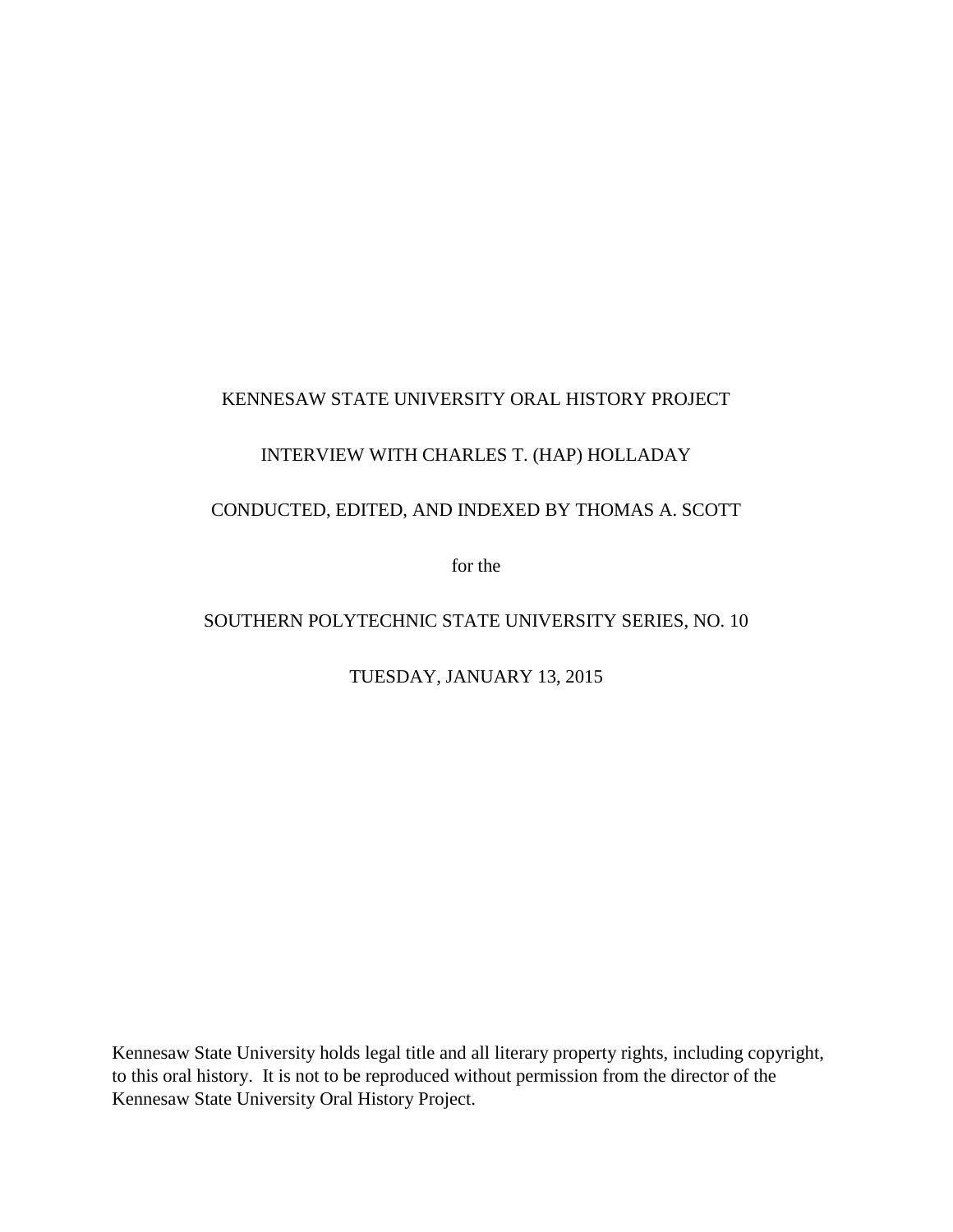KENNESAW STATE UNIVERSITY ORAL HISTORY PROJECT

INTERVIEW WITH CHARLES T. (HAP) HOLLADAY

CONDUCTED, EDITED, AND INDEXED BY THOMAS A. SCOTT

for the

SOUTHERN POLYTECHNIC STATE UNIVERSITY SERIES, NO. 10

TUESDAY, JANUARY 13, 2015

Kennesaw State University holds legal title and all literary property rights, including copyright, to this oral history. It is not to be reproduced without permission from the director of the Kennesaw State University Oral History Project.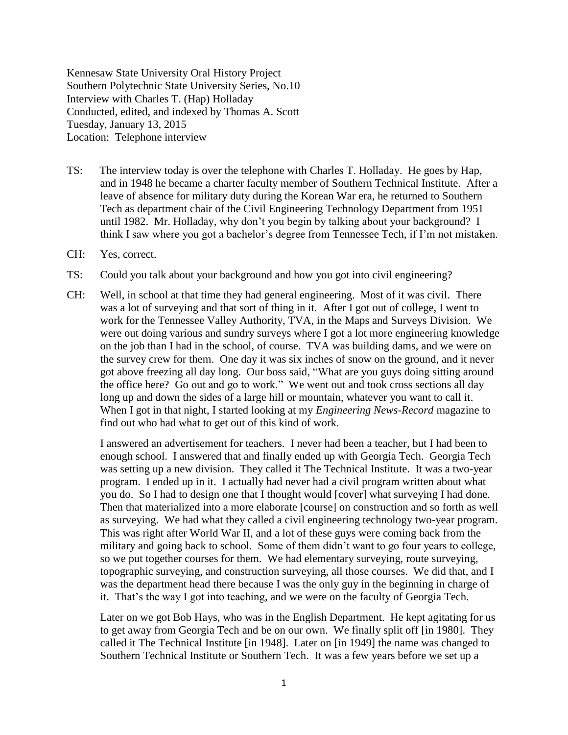Kennesaw State University Oral History Project
Southern Polytechnic State University Series, No.10
Interview with Charles T. (Hap) Holladay
Conducted, edited, and indexed by Thomas A. Scott
Tuesday, January 13, 2015
Location: Telephone interview

TS: The interview today is over the telephone with Charles T. Holladay. He goes by Hap, and in 1948 he became a charter faculty member of Southern Technical Institute. After a leave of absence for military duty during the Korean War era, he returned to Southern Tech as department chair of the Civil Engineering Technology Department from 1951 until 1982. Mr. Holladay, why don't you begin by talking about your background? I think I saw where you got a bachelor's degree from Tennessee Tech, if I'm not mistaken.

CH: Yes, correct.

TS: Could you talk about your background and how you got into civil engineering?

CH: Well, in school at that time they had general engineering. Most of it was civil. There was a lot of surveying and that sort of thing in it. After I got out of college, I went to work for the Tennessee Valley Authority, TVA, in the Maps and Surveys Division. We were out doing various and sundry surveys where I got a lot more engineering knowledge on the job than I had in the school, of course. TVA was building dams, and we were on the survey crew for them. One day it was six inches of snow on the ground, and it never got above freezing all day long. Our boss said, "What are you guys doing sitting around the office here? Go out and go to work." We went out and took cross sections all day long up and down the sides of a large hill or mountain, whatever you want to call it. When I got in that night, I started looking at my *Engineering News-Record* magazine to find out who had what to get out of this kind of work.

I answered an advertisement for teachers. I never had been a teacher, but I had been to enough school. I answered that and finally ended up with Georgia Tech. Georgia Tech was setting up a new division. They called it The Technical Institute. It was a two-year program. I ended up in it. I actually had never had a civil program written about what you do. So I had to design one that I thought would [cover] what surveying I had done. Then that materialized into a more elaborate [course] on construction and so forth as well as surveying. We had what they called a civil engineering technology two-year program. This was right after World War II, and a lot of these guys were coming back from the military and going back to school. Some of them didn't want to go four years to college, so we put together courses for them. We had elementary surveying, route surveying, topographic surveying, and construction surveying, all those courses. We did that, and I was the department head there because I was the only guy in the beginning in charge of it. That's the way I got into teaching, and we were on the faculty of Georgia Tech.

Later on we got Bob Hays, who was in the English Department. He kept agitating for us to get away from Georgia Tech and be on our own. We finally split off [in 1980]. They called it The Technical Institute [in 1948]. Later on [in 1949] the name was changed to Southern Technical Institute or Southern Tech. It was a few years before we set up a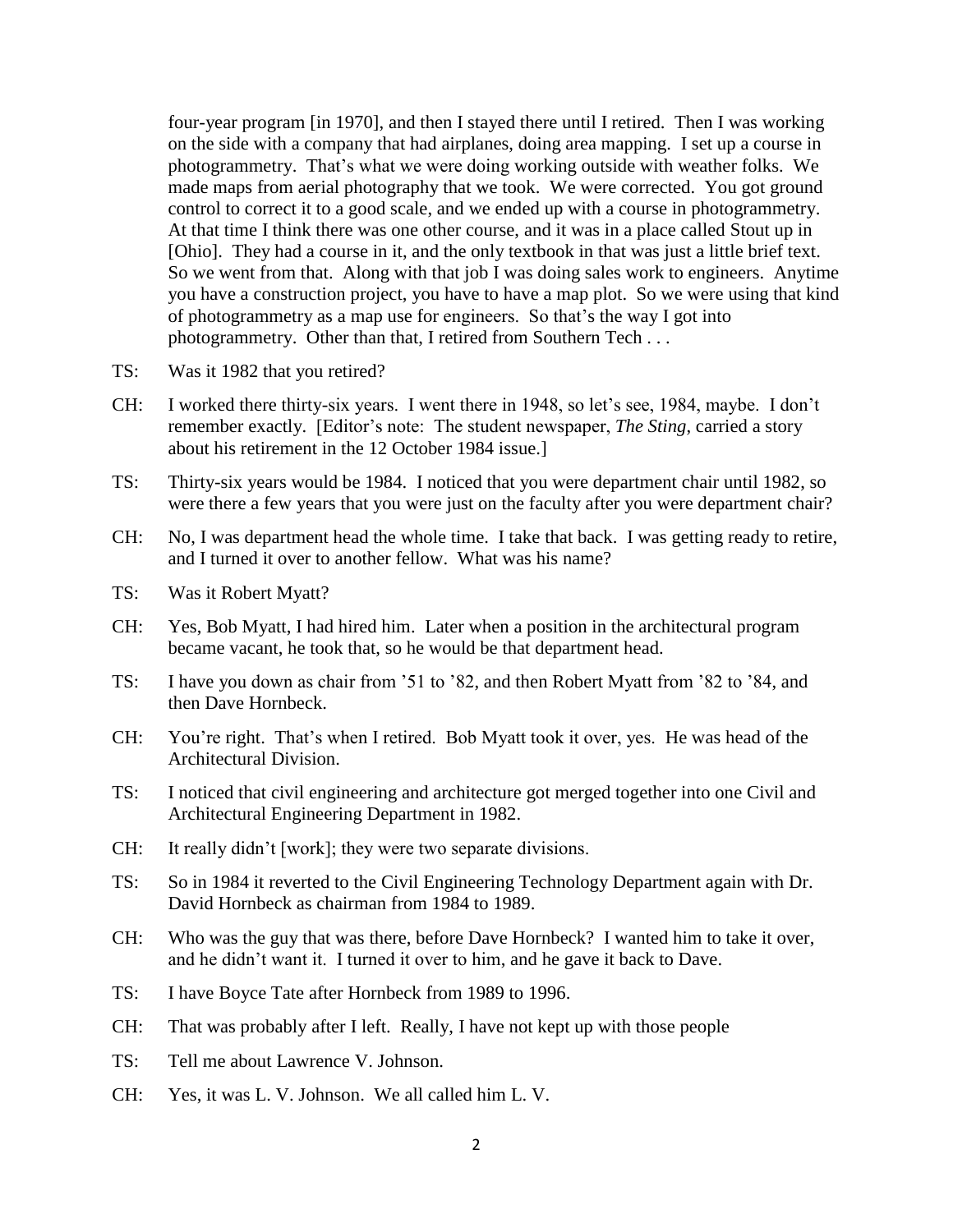four-year program [in 1970], and then I stayed there until I retired. Then I was working on the side with a company that had airplanes, doing area mapping. I set up a course in photogrammetry. That's what we were doing working outside with weather folks. We made maps from aerial photography that we took. We were corrected. You got ground control to correct it to a good scale, and we ended up with a course in photogrammetry. At that time I think there was one other course, and it was in a place called Stout up in [Ohio]. They had a course in it, and the only textbook in that was just a little brief text. So we went from that. Along with that job I was doing sales work to engineers. Anytime you have a construction project, you have to have a map plot. So we were using that kind of photogrammetry as a map use for engineers. So that's the way I got into photogrammetry. Other than that, I retired from Southern Tech . . .

TS: Was it 1982 that you retired?

CH: I worked there thirty-six years. I went there in 1948, so let's see, 1984, maybe. I don't remember exactly. [Editor's note: The student newspaper, *The Sting*, carried a story about his retirement in the 12 October 1984 issue.]

TS: Thirty-six years would be 1984. I noticed that you were department chair until 1982, so were there a few years that you were just on the faculty after you were department chair?

CH: No, I was department head the whole time. I take that back. I was getting ready to retire, and I turned it over to another fellow. What was his name?

TS: Was it Robert Myatt?

CH: Yes, Bob Myatt, I had hired him. Later when a position in the architectural program became vacant, he took that, so he would be that department head.

TS: I have you down as chair from '51 to '82, and then Robert Myatt from '82 to '84, and then Dave Hornbeck.

CH: You're right. That's when I retired. Bob Myatt took it over, yes. He was head of the Architectural Division.

TS: I noticed that civil engineering and architecture got merged together into one Civil and Architectural Engineering Department in 1982.

CH: It really didn't [work]; they were two separate divisions.

TS: So in 1984 it reverted to the Civil Engineering Technology Department again with Dr. David Hornbeck as chairman from 1984 to 1989.

CH: Who was the guy that was there, before Dave Hornbeck? I wanted him to take it over, and he didn't want it. I turned it over to him, and he gave it back to Dave.

TS: I have Boyce Tate after Hornbeck from 1989 to 1996.

CH: That was probably after I left. Really, I have not kept up with those people

TS: Tell me about Lawrence V. Johnson.

CH: Yes, it was L. V. Johnson. We all called him L. V.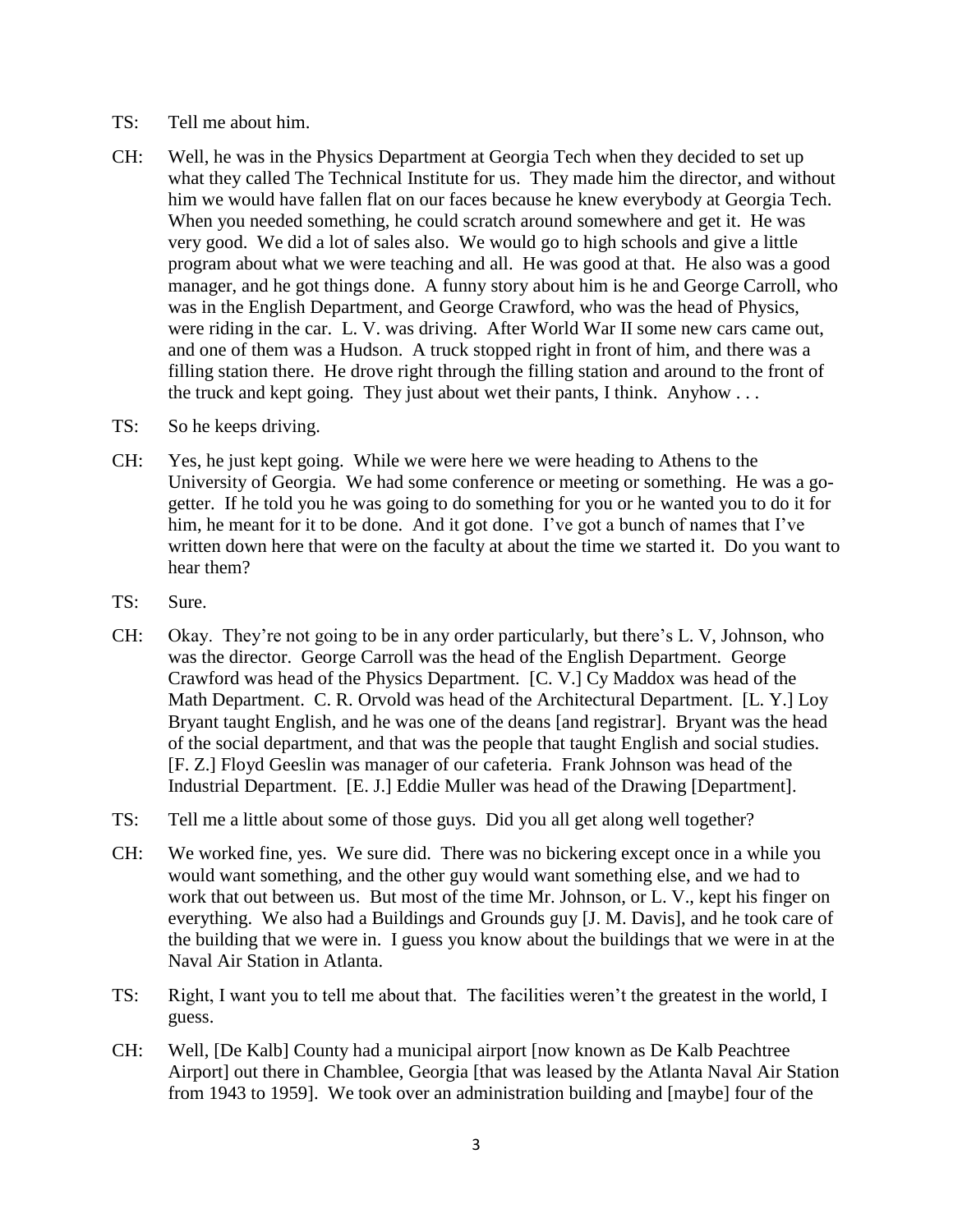TS: Tell me about him.

CH: Well, he was in the Physics Department at Georgia Tech when they decided to set up what they called The Technical Institute for us. They made him the director, and without him we would have fallen flat on our faces because he knew everybody at Georgia Tech. When you needed something, he could scratch around somewhere and get it. He was very good. We did a lot of sales also. We would go to high schools and give a little program about what we were teaching and all. He was good at that. He also was a good manager, and he got things done. A funny story about him is he and George Carroll, who was in the English Department, and George Crawford, who was the head of Physics, were riding in the car. L. V. was driving. After World War II some new cars came out, and one of them was a Hudson. A truck stopped right in front of him, and there was a filling station there. He drove right through the filling station and around to the front of the truck and kept going. They just about wet their pants, I think. Anyhow . . .

TS: So he keeps driving.

CH: Yes, he just kept going. While we were here we were heading to Athens to the University of Georgia. We had some conference or meeting or something. He was a go-getter. If he told you he was going to do something for you or he wanted you to do it for him, he meant for it to be done. And it got done. I've got a bunch of names that I've written down here that were on the faculty at about the time we started it. Do you want to hear them?

TS: Sure.

CH: Okay. They're not going to be in any order particularly, but there's L. V, Johnson, who was the director. George Carroll was the head of the English Department. George Crawford was head of the Physics Department. [C. V.] Cy Maddox was head of the Math Department. C. R. Orvold was head of the Architectural Department. [L. Y.] Loy Bryant taught English, and he was one of the deans [and registrar]. Bryant was the head of the social department, and that was the people that taught English and social studies. [F. Z.] Floyd Geeslin was manager of our cafeteria. Frank Johnson was head of the Industrial Department. [E. J.] Eddie Muller was head of the Drawing [Department].

TS: Tell me a little about some of those guys. Did you all get along well together?

CH: We worked fine, yes. We sure did. There was no bickering except once in a while you would want something, and the other guy would want something else, and we had to work that out between us. But most of the time Mr. Johnson, or L. V., kept his finger on everything. We also had a Buildings and Grounds guy [J. M. Davis], and he took care of the building that we were in. I guess you know about the buildings that we were in at the Naval Air Station in Atlanta.

TS: Right, I want you to tell me about that. The facilities weren't the greatest in the world, I guess.

CH: Well, [De Kalb] County had a municipal airport [now known as De Kalb Peachtree Airport] out there in Chamblee, Georgia [that was leased by the Atlanta Naval Air Station from 1943 to 1959]. We took over an administration building and [maybe] four of the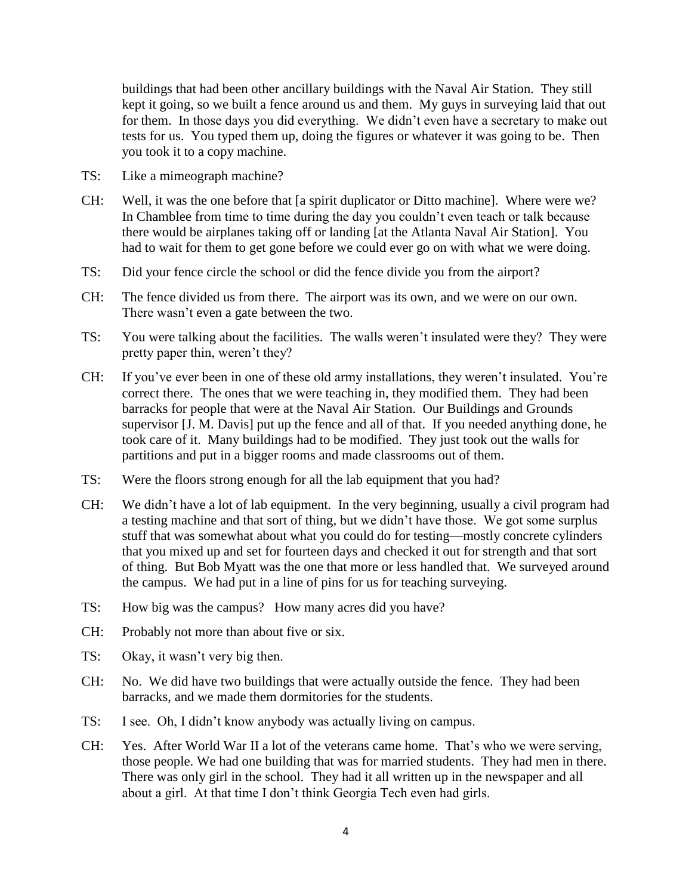buildings that had been other ancillary buildings with the Naval Air Station. They still kept it going, so we built a fence around us and them. My guys in surveying laid that out for them. In those days you did everything. We didn't even have a secretary to make out tests for us. You typed them up, doing the figures or whatever it was going to be. Then you took it to a copy machine.

TS: Like a mimeograph machine?

CH: Well, it was the one before that [a spirit duplicator or Ditto machine]. Where were we? In Chamblee from time to time during the day you couldn't even teach or talk because there would be airplanes taking off or landing [at the Atlanta Naval Air Station]. You had to wait for them to get gone before we could ever go on with what we were doing.

TS: Did your fence circle the school or did the fence divide you from the airport?

CH: The fence divided us from there. The airport was its own, and we were on our own. There wasn't even a gate between the two.

TS: You were talking about the facilities. The walls weren't insulated were they? They were pretty paper thin, weren't they?

CH: If you've ever been in one of these old army installations, they weren't insulated. You're correct there. The ones that we were teaching in, they modified them. They had been barracks for people that were at the Naval Air Station. Our Buildings and Grounds supervisor [J. M. Davis] put up the fence and all of that. If you needed anything done, he took care of it. Many buildings had to be modified. They just took out the walls for partitions and put in a bigger rooms and made classrooms out of them.

TS: Were the floors strong enough for all the lab equipment that you had?

CH: We didn't have a lot of lab equipment. In the very beginning, usually a civil program had a testing machine and that sort of thing, but we didn't have those. We got some surplus stuff that was somewhat about what you could do for testing—mostly concrete cylinders that you mixed up and set for fourteen days and checked it out for strength and that sort of thing. But Bob Myatt was the one that more or less handled that. We surveyed around the campus. We had put in a line of pins for us for teaching surveying.

TS: How big was the campus? How many acres did you have?

CH: Probably not more than about five or six.

TS: Okay, it wasn't very big then.

CH: No. We did have two buildings that were actually outside the fence. They had been barracks, and we made them dormitories for the students.

TS: I see. Oh, I didn't know anybody was actually living on campus.

CH: Yes. After World War II a lot of the veterans came home. That's who we were serving, those people. We had one building that was for married students. They had men in there. There was only girl in the school. They had it all written up in the newspaper and all about a girl. At that time I don't think Georgia Tech even had girls.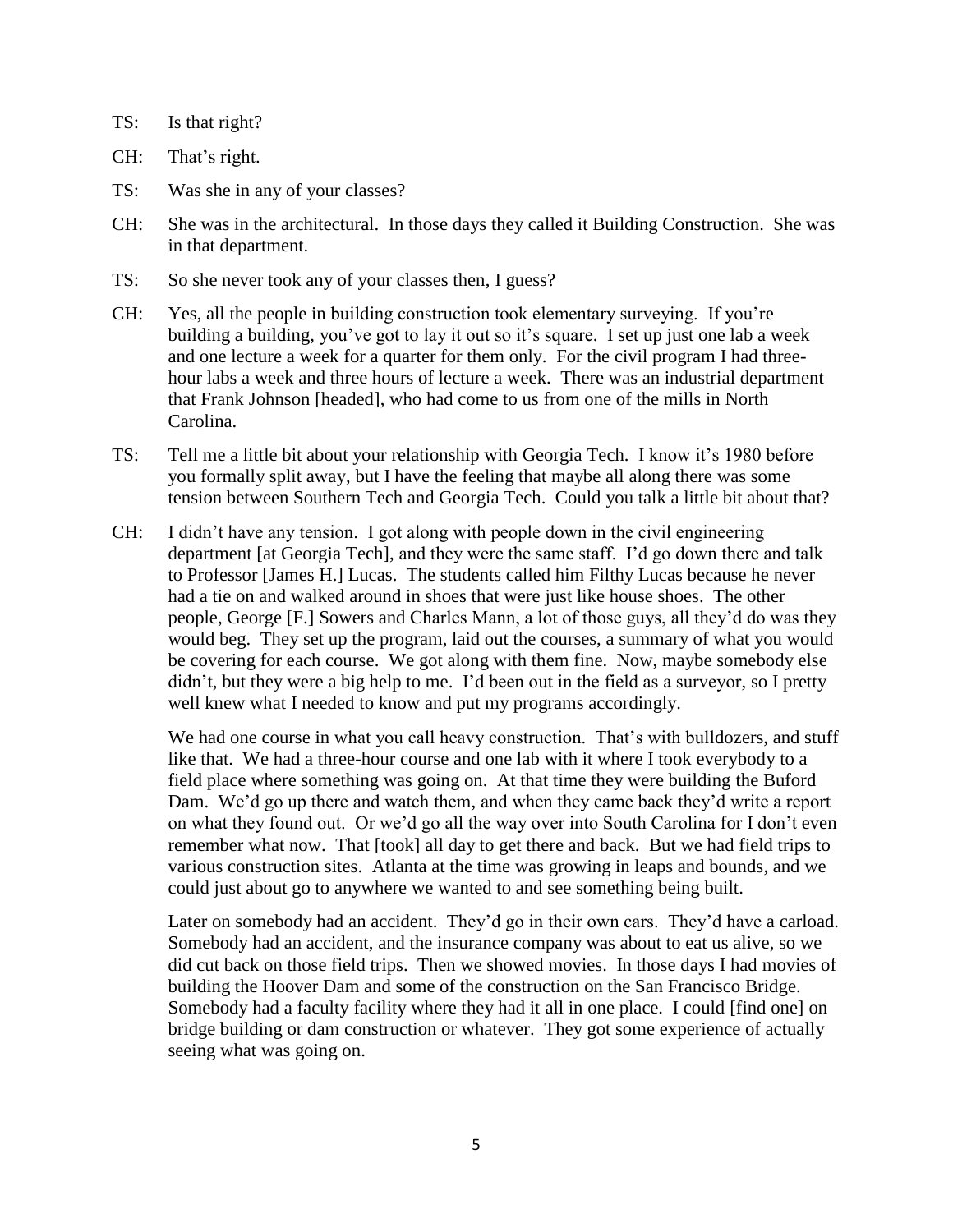TS: Is that right?

CH: That's right.

TS: Was she in any of your classes?

CH: She was in the architectural. In those days they called it Building Construction. She was in that department.

TS: So she never took any of your classes then, I guess?

CH: Yes, all the people in building construction took elementary surveying. If you're building a building, you've got to lay it out so it's square. I set up just one lab a week and one lecture a week for a quarter for them only. For the civil program I had three-hour labs a week and three hours of lecture a week. There was an industrial department that Frank Johnson [headed], who had come to us from one of the mills in North Carolina.

TS: Tell me a little bit about your relationship with Georgia Tech. I know it's 1980 before you formally split away, but I have the feeling that maybe all along there was some tension between Southern Tech and Georgia Tech. Could you talk a little bit about that?

CH: I didn't have any tension. I got along with people down in the civil engineering department [at Georgia Tech], and they were the same staff. I'd go down there and talk to Professor [James H.] Lucas. The students called him Filthy Lucas because he never had a tie on and walked around in shoes that were just like house shoes. The other people, George [F.] Sowers and Charles Mann, a lot of those guys, all they'd do was they would beg. They set up the program, laid out the courses, a summary of what you would be covering for each course. We got along with them fine. Now, maybe somebody else didn't, but they were a big help to me. I'd been out in the field as a surveyor, so I pretty well knew what I needed to know and put my programs accordingly.

We had one course in what you call heavy construction. That's with bulldozers, and stuff like that. We had a three-hour course and one lab with it where I took everybody to a field place where something was going on. At that time they were building the Buford Dam. We'd go up there and watch them, and when they came back they'd write a report on what they found out. Or we'd go all the way over into South Carolina for I don't even remember what now. That [took] all day to get there and back. But we had field trips to various construction sites. Atlanta at the time was growing in leaps and bounds, and we could just about go to anywhere we wanted to and see something being built.

Later on somebody had an accident. They'd go in their own cars. They'd have a carload. Somebody had an accident, and the insurance company was about to eat us alive, so we did cut back on those field trips. Then we showed movies. In those days I had movies of building the Hoover Dam and some of the construction on the San Francisco Bridge. Somebody had a faculty facility where they had it all in one place. I could [find one] on bridge building or dam construction or whatever. They got some experience of actually seeing what was going on.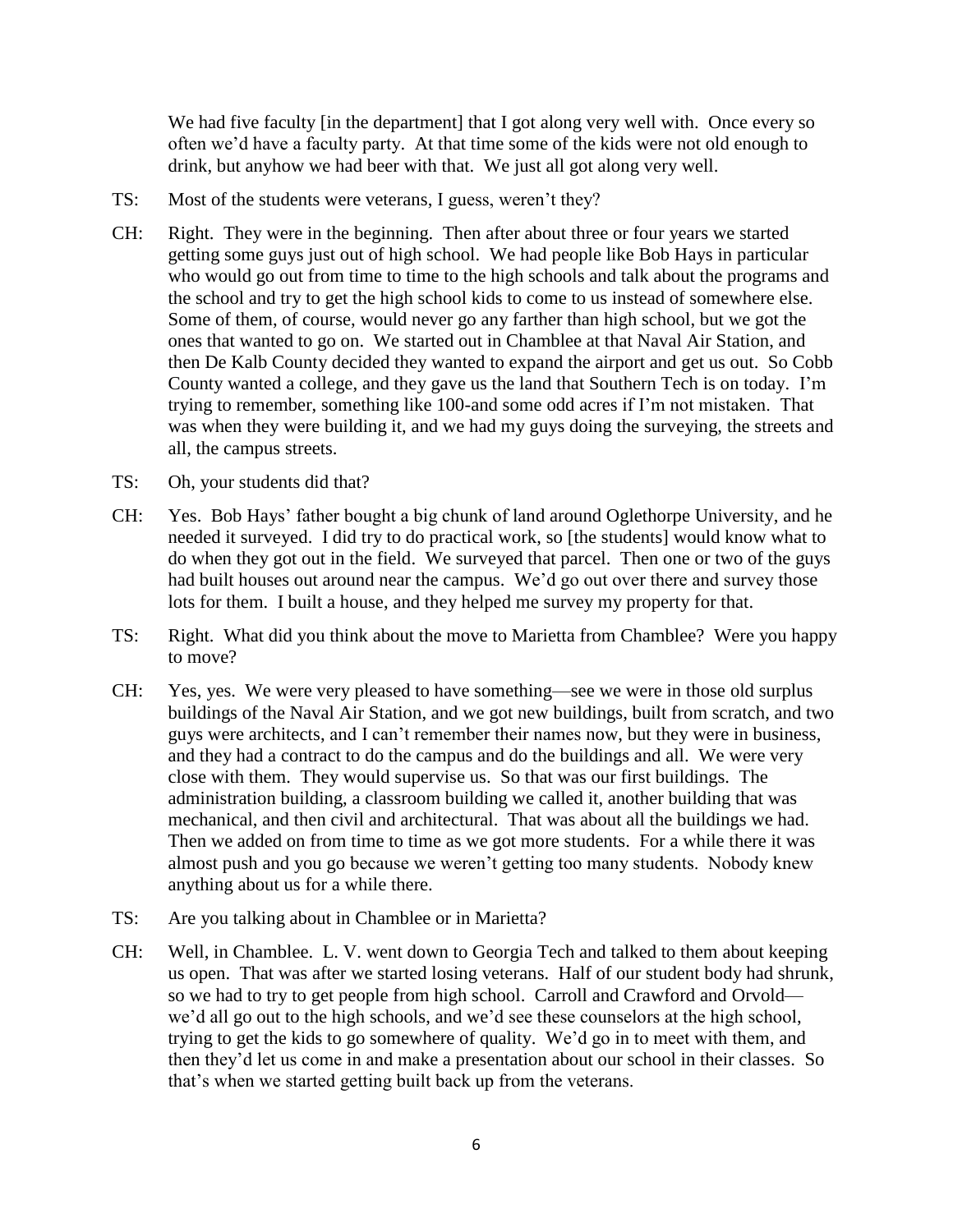We had five faculty [in the department] that I got along very well with. Once every so often we'd have a faculty party. At that time some of the kids were not old enough to drink, but anyhow we had beer with that. We just all got along very well.

TS: Most of the students were veterans, I guess, weren't they?

CH: Right. They were in the beginning. Then after about three or four years we started getting some guys just out of high school. We had people like Bob Hays in particular who would go out from time to time to the high schools and talk about the programs and the school and try to get the high school kids to come to us instead of somewhere else. Some of them, of course, would never go any farther than high school, but we got the ones that wanted to go on. We started out in Chamblee at that Naval Air Station, and then De Kalb County decided they wanted to expand the airport and get us out. So Cobb County wanted a college, and they gave us the land that Southern Tech is on today. I'm trying to remember, something like 100-and some odd acres if I'm not mistaken. That was when they were building it, and we had my guys doing the surveying, the streets and all, the campus streets.

TS: Oh, your students did that?

CH: Yes. Bob Hays' father bought a big chunk of land around Oglethorpe University, and he needed it surveyed. I did try to do practical work, so [the students] would know what to do when they got out in the field. We surveyed that parcel. Then one or two of the guys had built houses out around near the campus. We'd go out over there and survey those lots for them. I built a house, and they helped me survey my property for that.

TS: Right. What did you think about the move to Marietta from Chamblee? Were you happy to move?

CH: Yes, yes. We were very pleased to have something—see we were in those old surplus buildings of the Naval Air Station, and we got new buildings, built from scratch, and two guys were architects, and I can't remember their names now, but they were in business, and they had a contract to do the campus and do the buildings and all. We were very close with them. They would supervise us. So that was our first buildings. The administration building, a classroom building we called it, another building that was mechanical, and then civil and architectural. That was about all the buildings we had. Then we added on from time to time as we got more students. For a while there it was almost push and you go because we weren't getting too many students. Nobody knew anything about us for a while there.

TS: Are you talking about in Chamblee or in Marietta?

CH: Well, in Chamblee. L. V. went down to Georgia Tech and talked to them about keeping us open. That was after we started losing veterans. Half of our student body had shrunk, so we had to try to get people from high school. Carroll and Crawford and Orvold—we'd all go out to the high schools, and we'd see these counselors at the high school, trying to get the kids to go somewhere of quality. We'd go in to meet with them, and then they'd let us come in and make a presentation about our school in their classes. So that's when we started getting built back up from the veterans.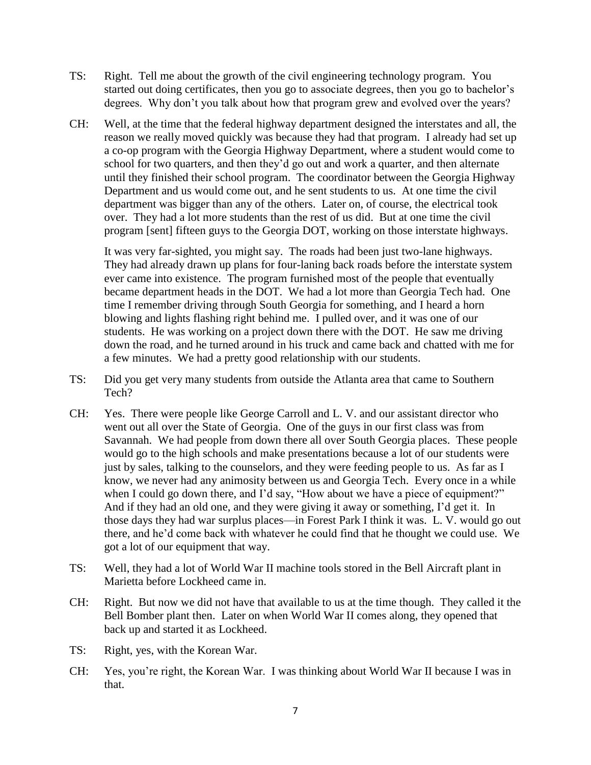TS: Right. Tell me about the growth of the civil engineering technology program. You started out doing certificates, then you go to associate degrees, then you go to bachelor's degrees. Why don't you talk about how that program grew and evolved over the years?

CH: Well, at the time that the federal highway department designed the interstates and all, the reason we really moved quickly was because they had that program. I already had set up a co-op program with the Georgia Highway Department, where a student would come to school for two quarters, and then they'd go out and work a quarter, and then alternate until they finished their school program. The coordinator between the Georgia Highway Department and us would come out, and he sent students to us. At one time the civil department was bigger than any of the others. Later on, of course, the electrical took over. They had a lot more students than the rest of us did. But at one time the civil program [sent] fifteen guys to the Georgia DOT, working on those interstate highways.

It was very far-sighted, you might say. The roads had been just two-lane highways. They had already drawn up plans for four-laning back roads before the interstate system ever came into existence. The program furnished most of the people that eventually became department heads in the DOT. We had a lot more than Georgia Tech had. One time I remember driving through South Georgia for something, and I heard a horn blowing and lights flashing right behind me. I pulled over, and it was one of our students. He was working on a project down there with the DOT. He saw me driving down the road, and he turned around in his truck and came back and chatted with me for a few minutes. We had a pretty good relationship with our students.

TS: Did you get very many students from outside the Atlanta area that came to Southern Tech?

CH: Yes. There were people like George Carroll and L. V. and our assistant director who went out all over the State of Georgia. One of the guys in our first class was from Savannah. We had people from down there all over South Georgia places. These people would go to the high schools and make presentations because a lot of our students were just by sales, talking to the counselors, and they were feeding people to us. As far as I know, we never had any animosity between us and Georgia Tech. Every once in a while when I could go down there, and I'd say, "How about we have a piece of equipment?" And if they had an old one, and they were giving it away or something, I'd get it. In those days they had war surplus places—in Forest Park I think it was. L. V. would go out there, and he'd come back with whatever he could find that he thought we could use. We got a lot of our equipment that way.

TS: Well, they had a lot of World War II machine tools stored in the Bell Aircraft plant in Marietta before Lockheed came in.

CH: Right. But now we did not have that available to us at the time though. They called it the Bell Bomber plant then. Later on when World War II comes along, they opened that back up and started it as Lockheed.

TS: Right, yes, with the Korean War.

CH: Yes, you're right, the Korean War. I was thinking about World War II because I was in that.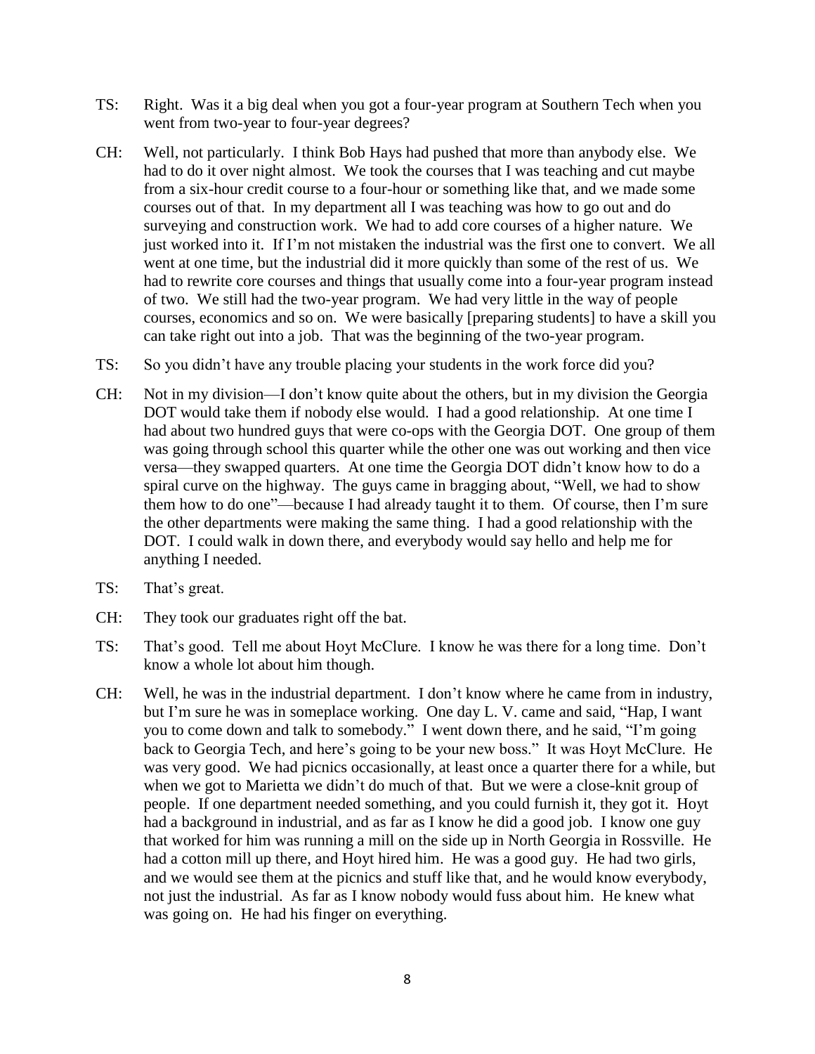TS: Right. Was it a big deal when you got a four-year program at Southern Tech when you went from two-year to four-year degrees?

CH: Well, not particularly. I think Bob Hays had pushed that more than anybody else. We had to do it over night almost. We took the courses that I was teaching and cut maybe from a six-hour credit course to a four-hour or something like that, and we made some courses out of that. In my department all I was teaching was how to go out and do surveying and construction work. We had to add core courses of a higher nature. We just worked into it. If I'm not mistaken the industrial was the first one to convert. We all went at one time, but the industrial did it more quickly than some of the rest of us. We had to rewrite core courses and things that usually come into a four-year program instead of two. We still had the two-year program. We had very little in the way of people courses, economics and so on. We were basically [preparing students] to have a skill you can take right out into a job. That was the beginning of the two-year program.

TS: So you didn't have any trouble placing your students in the work force did you?

CH: Not in my division—I don't know quite about the others, but in my division the Georgia DOT would take them if nobody else would. I had a good relationship. At one time I had about two hundred guys that were co-ops with the Georgia DOT. One group of them was going through school this quarter while the other one was out working and then vice versa—they swapped quarters. At one time the Georgia DOT didn't know how to do a spiral curve on the highway. The guys came in bragging about, "Well, we had to show them how to do one"—because I had already taught it to them. Of course, then I'm sure the other departments were making the same thing. I had a good relationship with the DOT. I could walk in down there, and everybody would say hello and help me for anything I needed.

TS: That's great.

CH: They took our graduates right off the bat.

TS: That's good. Tell me about Hoyt McClure. I know he was there for a long time. Don't know a whole lot about him though.

CH: Well, he was in the industrial department. I don't know where he came from in industry, but I'm sure he was in someplace working. One day L. V. came and said, "Hap, I want you to come down and talk to somebody." I went down there, and he said, "I'm going back to Georgia Tech, and here's going to be your new boss." It was Hoyt McClure. He was very good. We had picnics occasionally, at least once a quarter there for a while, but when we got to Marietta we didn't do much of that. But we were a close-knit group of people. If one department needed something, and you could furnish it, they got it. Hoyt had a background in industrial, and as far as I know he did a good job. I know one guy that worked for him was running a mill on the side up in North Georgia in Rossville. He had a cotton mill up there, and Hoyt hired him. He was a good guy. He had two girls, and we would see them at the picnics and stuff like that, and he would know everybody, not just the industrial. As far as I know nobody would fuss about him. He knew what was going on. He had his finger on everything.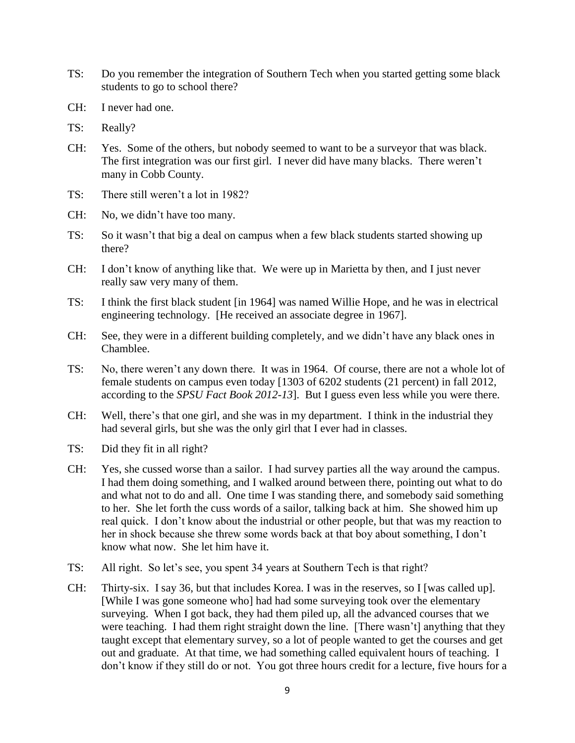TS: Do you remember the integration of Southern Tech when you started getting some black students to go to school there?

CH: I never had one.

TS: Really?

CH: Yes. Some of the others, but nobody seemed to want to be a surveyor that was black. The first integration was our first girl. I never did have many blacks. There weren't many in Cobb County.

TS: There still weren't a lot in 1982?

CH: No, we didn't have too many.

TS: So it wasn't that big a deal on campus when a few black students started showing up there?

CH: I don't know of anything like that. We were up in Marietta by then, and I just never really saw very many of them.

TS: I think the first black student [in 1964] was named Willie Hope, and he was in electrical engineering technology. [He received an associate degree in 1967].

CH: See, they were in a different building completely, and we didn't have any black ones in Chamblee.

TS: No, there weren't any down there. It was in 1964. Of course, there are not a whole lot of female students on campus even today [1303 of 6202 students (21 percent) in fall 2012, according to the *SPSU Fact Book 2012-13*]. But I guess even less while you were there.

CH: Well, there's that one girl, and she was in my department. I think in the industrial they had several girls, but she was the only girl that I ever had in classes.

TS: Did they fit in all right?

CH: Yes, she cussed worse than a sailor. I had survey parties all the way around the campus. I had them doing something, and I walked around between there, pointing out what to do and what not to do and all. One time I was standing there, and somebody said something to her. She let forth the cuss words of a sailor, talking back at him. She showed him up real quick. I don't know about the industrial or other people, but that was my reaction to her in shock because she threw some words back at that boy about something, I don't know what now. She let him have it.

TS: All right. So let's see, you spent 34 years at Southern Tech is that right?

CH: Thirty-six. I say 36, but that includes Korea. I was in the reserves, so I [was called up]. [While I was gone someone who] had had some surveying took over the elementary surveying. When I got back, they had them piled up, all the advanced courses that we were teaching. I had them right straight down the line. [There wasn't] anything that they taught except that elementary survey, so a lot of people wanted to get the courses and get out and graduate. At that time, we had something called equivalent hours of teaching. I don't know if they still do or not. You got three hours credit for a lecture, five hours for a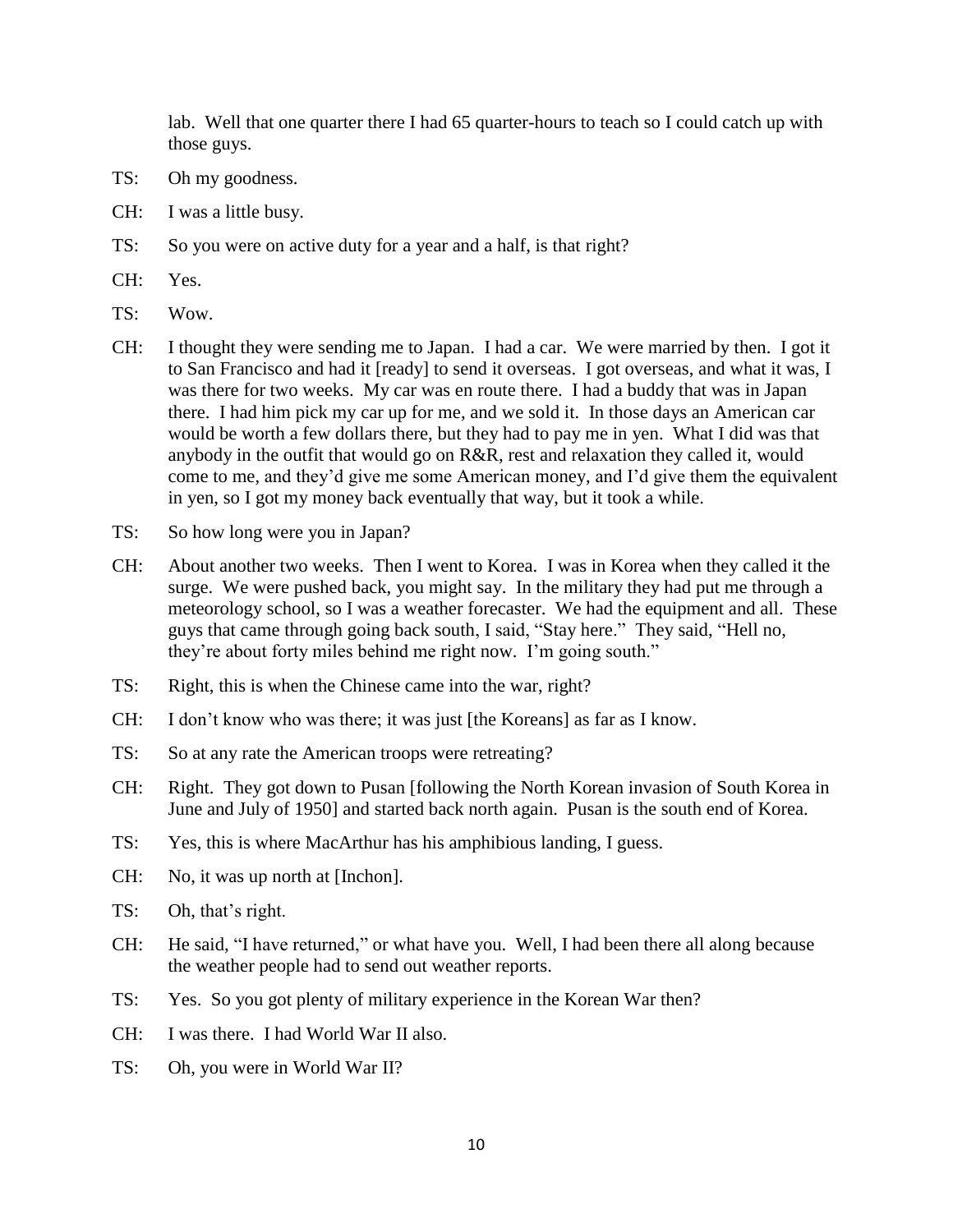lab. Well that one quarter there I had 65 quarter-hours to teach so I could catch up with those guys.

TS: Oh my goodness.

CH: I was a little busy.

TS: So you were on active duty for a year and a half, is that right?

CH: Yes.

TS: Wow.

CH: I thought they were sending me to Japan. I had a car. We were married by then. I got it to San Francisco and had it [ready] to send it overseas. I got overseas, and what it was, I was there for two weeks. My car was en route there. I had a buddy that was in Japan there. I had him pick my car up for me, and we sold it. In those days an American car would be worth a few dollars there, but they had to pay me in yen. What I did was that anybody in the outfit that would go on R&R, rest and relaxation they called it, would come to me, and they'd give me some American money, and I'd give them the equivalent in yen, so I got my money back eventually that way, but it took a while.

TS: So how long were you in Japan?

CH: About another two weeks. Then I went to Korea. I was in Korea when they called it the surge. We were pushed back, you might say. In the military they had put me through a meteorology school, so I was a weather forecaster. We had the equipment and all. These guys that came through going back south, I said, "Stay here." They said, "Hell no, they're about forty miles behind me right now. I'm going south."

TS: Right, this is when the Chinese came into the war, right?

CH: I don't know who was there; it was just [the Koreans] as far as I know.

TS: So at any rate the American troops were retreating?

CH: Right. They got down to Pusan [following the North Korean invasion of South Korea in June and July of 1950] and started back north again. Pusan is the south end of Korea.

TS: Yes, this is where MacArthur has his amphibious landing, I guess.

CH: No, it was up north at [Inchon].

TS: Oh, that's right.

CH: He said, "I have returned," or what have you. Well, I had been there all along because the weather people had to send out weather reports.

TS: Yes. So you got plenty of military experience in the Korean War then?

CH: I was there. I had World War II also.

TS: Oh, you were in World War II?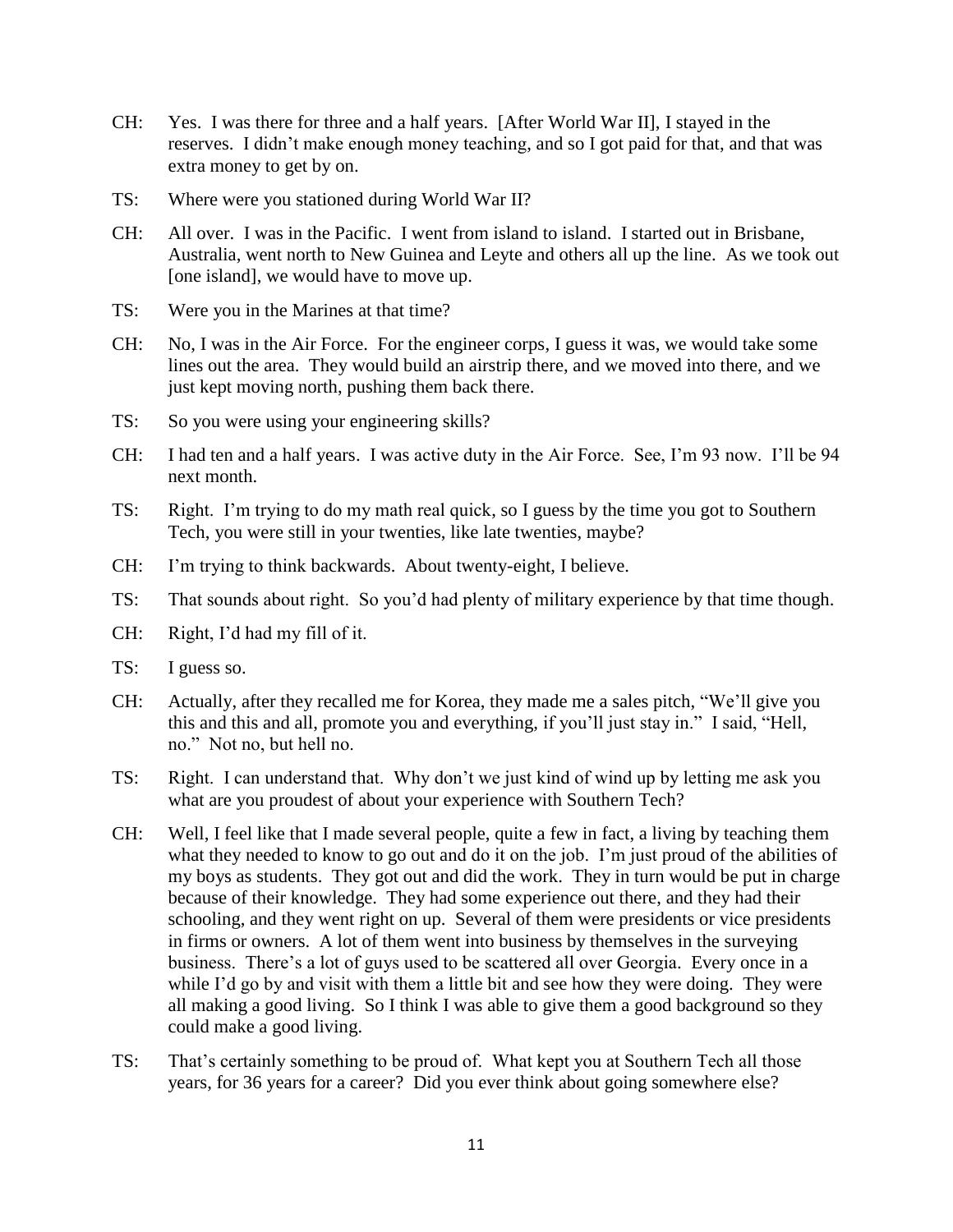CH: Yes. I was there for three and a half years. [After World War II], I stayed in the reserves. I didn't make enough money teaching, and so I got paid for that, and that was extra money to get by on.

TS: Where were you stationed during World War II?

CH: All over. I was in the Pacific. I went from island to island. I started out in Brisbane, Australia, went north to New Guinea and Leyte and others all up the line. As we took out [one island], we would have to move up.

TS: Were you in the Marines at that time?

CH: No, I was in the Air Force. For the engineer corps, I guess it was, we would take some lines out the area. They would build an airstrip there, and we moved into there, and we just kept moving north, pushing them back there.

TS: So you were using your engineering skills?

CH: I had ten and a half years. I was active duty in the Air Force. See, I'm 93 now. I'll be 94 next month.

TS: Right. I'm trying to do my math real quick, so I guess by the time you got to Southern Tech, you were still in your twenties, like late twenties, maybe?

CH: I'm trying to think backwards. About twenty-eight, I believe.

TS: That sounds about right. So you'd had plenty of military experience by that time though.

CH: Right, I'd had my fill of it.

TS: I guess so.

CH: Actually, after they recalled me for Korea, they made me a sales pitch, "We'll give you this and this and all, promote you and everything, if you'll just stay in." I said, "Hell, no." Not no, but hell no.

TS: Right. I can understand that. Why don't we just kind of wind up by letting me ask you what are you proudest of about your experience with Southern Tech?

CH: Well, I feel like that I made several people, quite a few in fact, a living by teaching them what they needed to know to go out and do it on the job. I'm just proud of the abilities of my boys as students. They got out and did the work. They in turn would be put in charge because of their knowledge. They had some experience out there, and they had their schooling, and they went right on up. Several of them were presidents or vice presidents in firms or owners. A lot of them went into business by themselves in the surveying business. There's a lot of guys used to be scattered all over Georgia. Every once in a while I'd go by and visit with them a little bit and see how they were doing. They were all making a good living. So I think I was able to give them a good background so they could make a good living.

TS: That's certainly something to be proud of. What kept you at Southern Tech all those years, for 36 years for a career? Did you ever think about going somewhere else?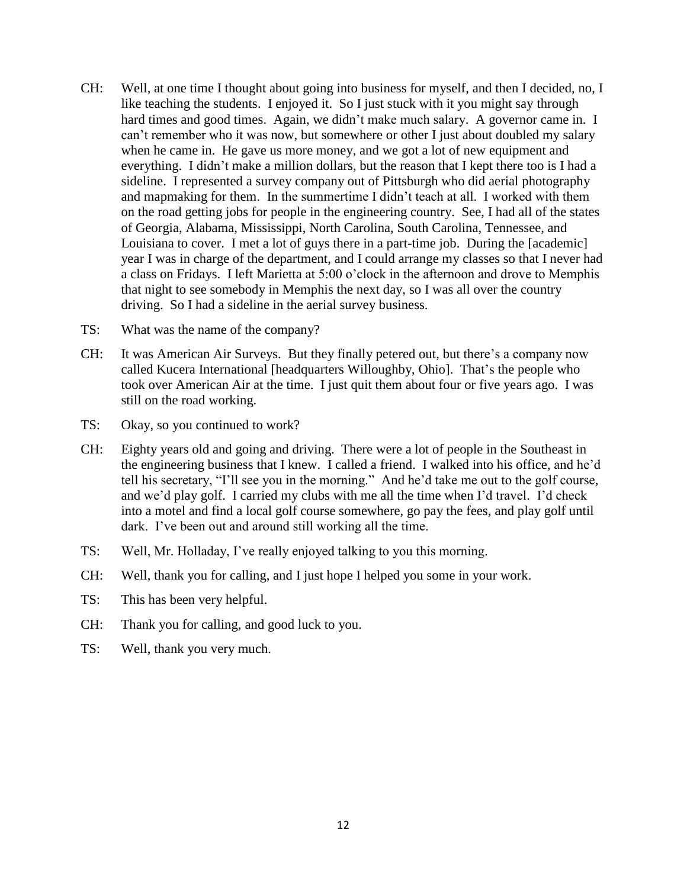CH: Well, at one time I thought about going into business for myself, and then I decided, no, I like teaching the students. I enjoyed it. So I just stuck with it you might say through hard times and good times. Again, we didn't make much salary. A governor came in. I can't remember who it was now, but somewhere or other I just about doubled my salary when he came in. He gave us more money, and we got a lot of new equipment and everything. I didn't make a million dollars, but the reason that I kept there too is I had a sideline. I represented a survey company out of Pittsburgh who did aerial photography and mapmaking for them. In the summertime I didn't teach at all. I worked with them on the road getting jobs for people in the engineering country. See, I had all of the states of Georgia, Alabama, Mississippi, North Carolina, South Carolina, Tennessee, and Louisiana to cover. I met a lot of guys there in a part-time job. During the [academic] year I was in charge of the department, and I could arrange my classes so that I never had a class on Fridays. I left Marietta at 5:00 o'clock in the afternoon and drove to Memphis that night to see somebody in Memphis the next day, so I was all over the country driving. So I had a sideline in the aerial survey business.

TS: What was the name of the company?

CH: It was American Air Surveys. But they finally petered out, but there's a company now called Kucera International [headquarters Willoughby, Ohio]. That's the people who took over American Air at the time. I just quit them about four or five years ago. I was still on the road working.

TS: Okay, so you continued to work?

CH: Eighty years old and going and driving. There were a lot of people in the Southeast in the engineering business that I knew. I called a friend. I walked into his office, and he'd tell his secretary, "I'll see you in the morning." And he'd take me out to the golf course, and we'd play golf. I carried my clubs with me all the time when I'd travel. I'd check into a motel and find a local golf course somewhere, go pay the fees, and play golf until dark. I've been out and around still working all the time.

TS: Well, Mr. Holladay, I've really enjoyed talking to you this morning.

CH: Well, thank you for calling, and I just hope I helped you some in your work.

TS: This has been very helpful.

CH: Thank you for calling, and good luck to you.

TS: Well, thank you very much.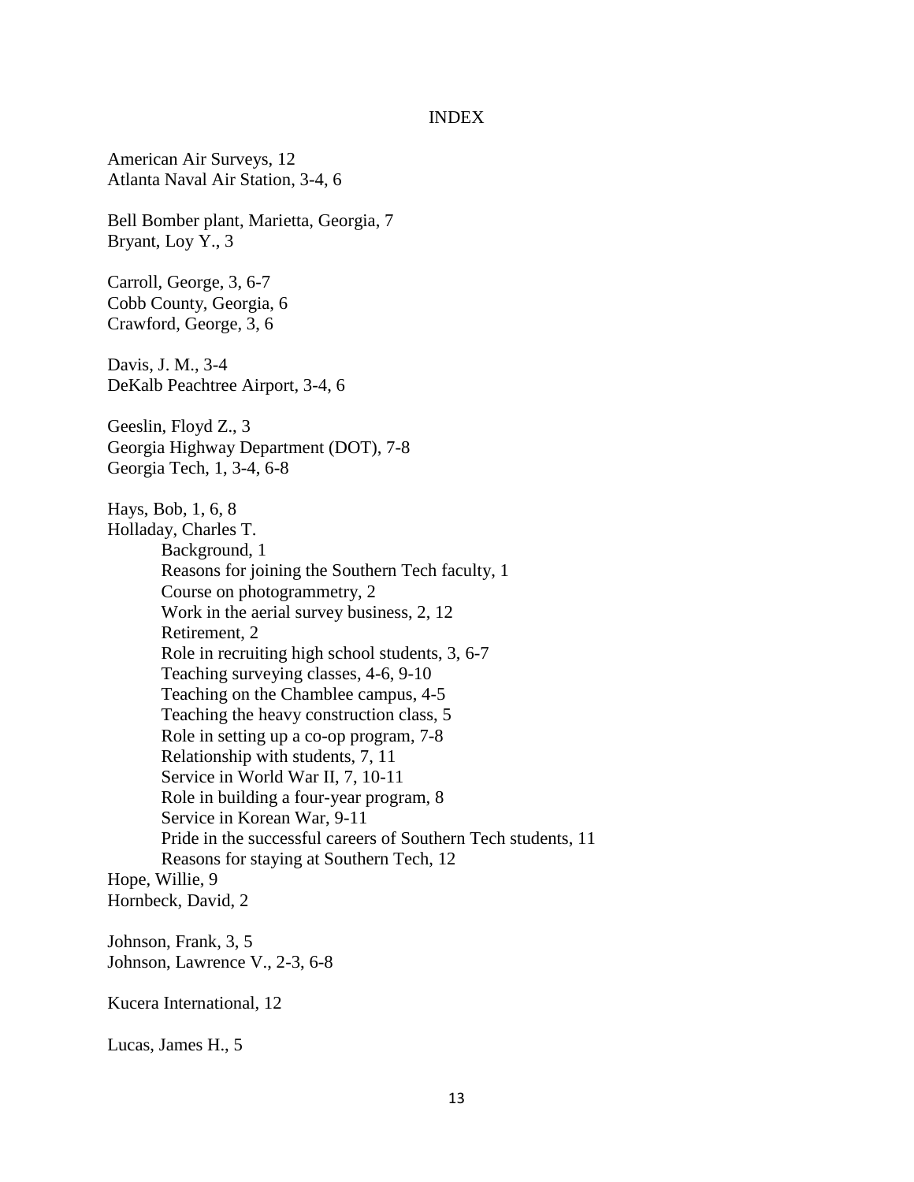# INDEX

American Air Surveys, 12
Atlanta Naval Air Station, 3-4, 6

Bell Bomber plant, Marietta, Georgia, 7
Bryant, Loy Y., 3

Carroll, George, 3, 6-7
Cobb County, Georgia, 6
Crawford, George, 3, 6

Davis, J. M., 3-4
DeKalb Peachtree Airport, 3-4, 6

Geeslin, Floyd Z., 3
Georgia Highway Department (DOT), 7-8
Georgia Tech, 1, 3-4, 6-8

Hays, Bob, 1, 6, 8
Holladay, Charles T.
- Background, 1
- Reasons for joining the Southern Tech faculty, 1
- Course on photogrammetry, 2
- Work in the aerial survey business, 2, 12
- Retirement, 2
- Role in recruiting high school students, 3, 6-7
- Teaching surveying classes, 4-6, 9-10
- Teaching on the Chamblee campus, 4-5
- Teaching the heavy construction class, 5
- Role in setting up a co-op program, 7-8
- Relationship with students, 7, 11
- Service in World War II, 7, 10-11
- Role in building a four-year program, 8
- Service in Korean War, 9-11
- Pride in the successful careers of Southern Tech students, 11
- Reasons for staying at Southern Tech, 12

Hope, Willie, 9
Hornbeck, David, 2

Johnson, Frank, 3, 5
Johnson, Lawrence V., 2-3, 6-8

Kucera International, 12

Lucas, James H., 5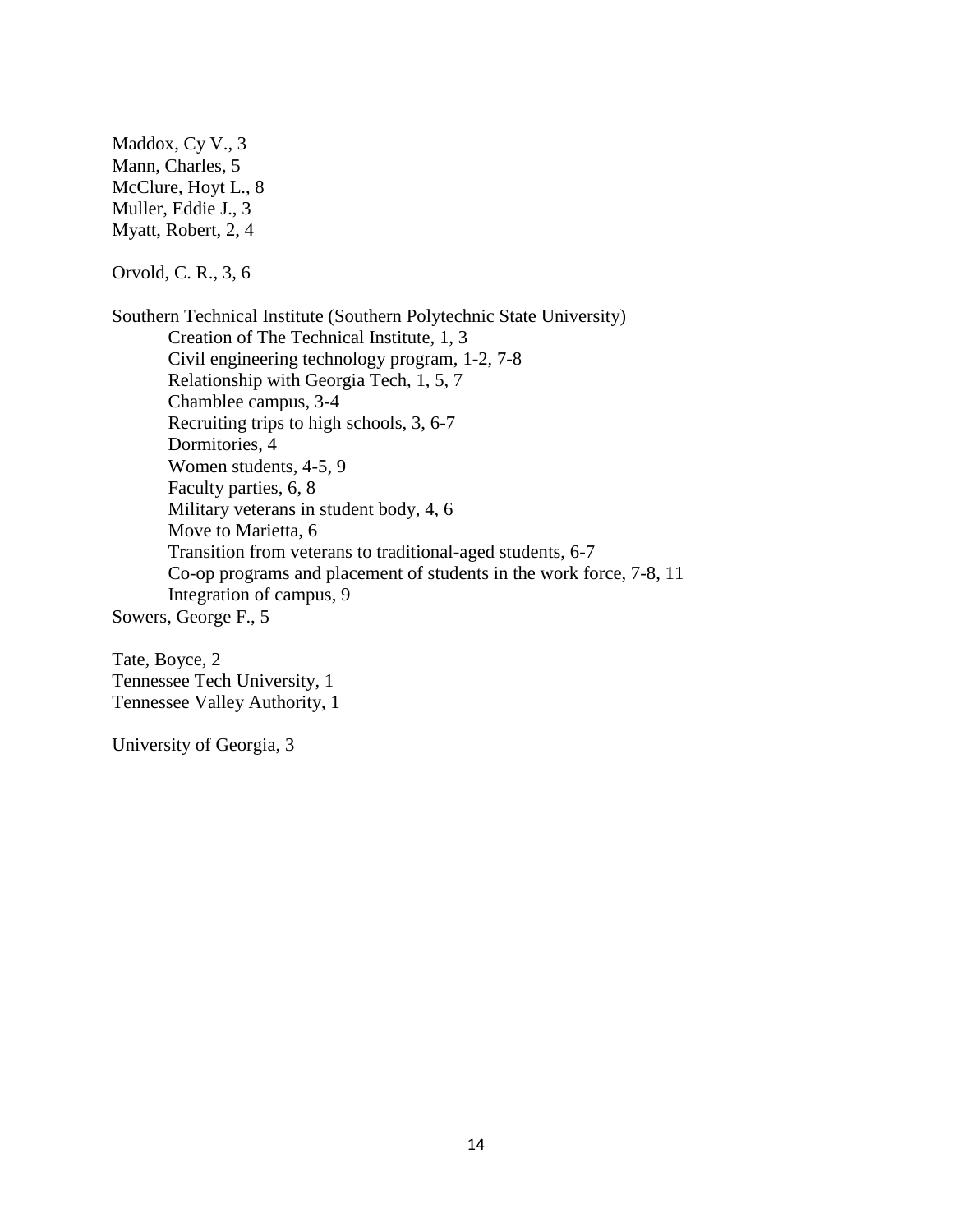Maddox, Cy V., 3
Mann, Charles, 5
McClure, Hoyt L., 8
Muller, Eddie J., 3
Myatt, Robert, 2, 4

Orvold, C. R., 3, 6

Southern Technical Institute (Southern Polytechnic State University)
- Creation of The Technical Institute, 1, 3
- Civil engineering technology program, 1-2, 7-8
- Relationship with Georgia Tech, 1, 5, 7
- Chamblee campus, 3-4
- Recruiting trips to high schools, 3, 6-7
- Dormitories, 4
- Women students, 4-5, 9
- Faculty parties, 6, 8
- Military veterans in student body, 4, 6
- Move to Marietta, 6
- Transition from veterans to traditional-aged students, 6-7
- Co-op programs and placement of students in the work force, 7-8, 11
- Integration of campus, 9

Sowers, George F., 5

Tate, Boyce, 2
Tennessee Tech University, 1
Tennessee Valley Authority, 1

University of Georgia, 3